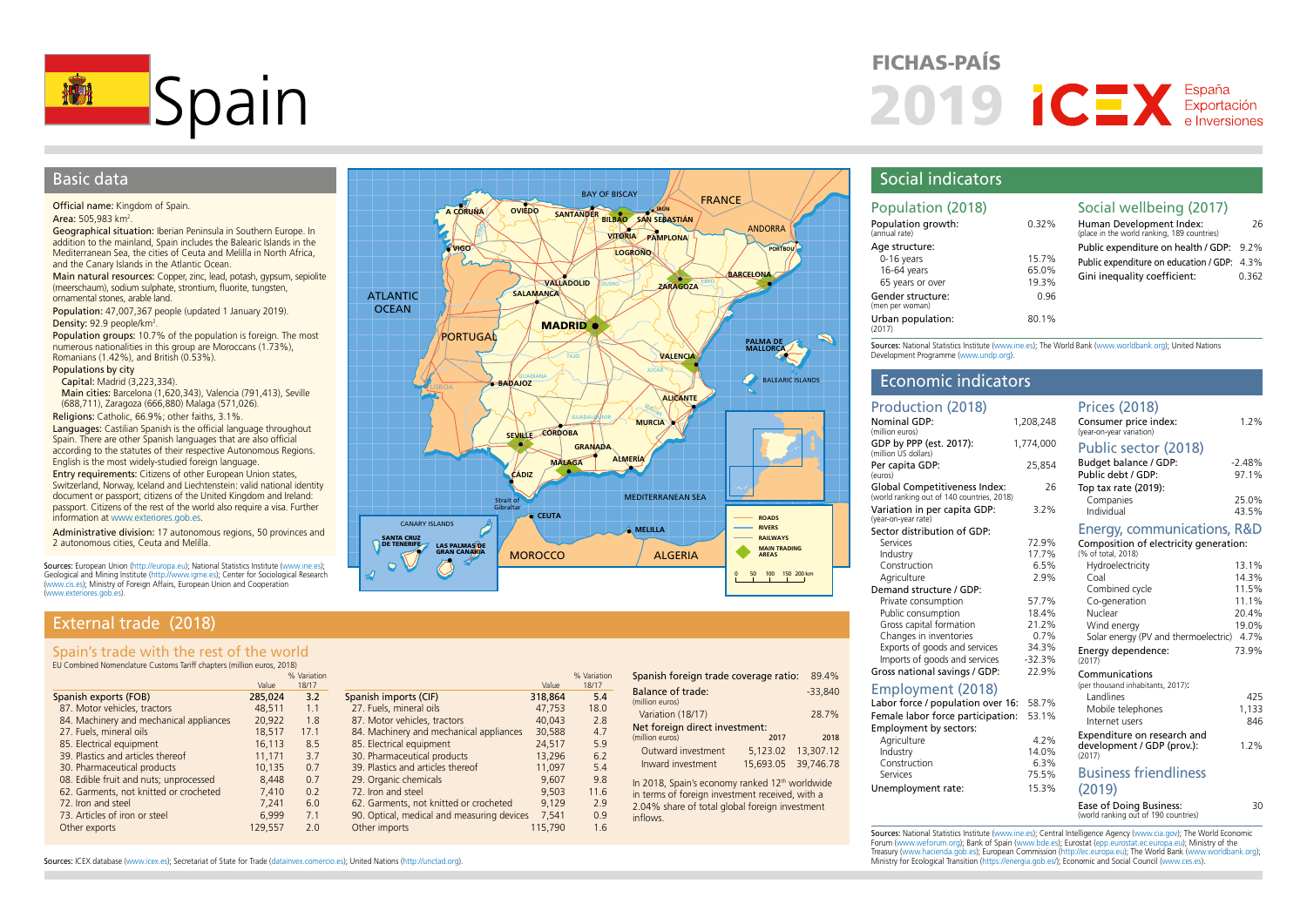# Spain

FICHAS-PAÍS 2019 ICEX España Exportación e Inversiones

## Basic data

**Official name:** Kingdom of Spain.

**Area:** 505,983 km².

**Geographical situation:** Iberian Peninsula in Southern Europe. In addition to the mainland, Spain includes the Balearic Islands in the Mediterranean Sea, the cities of Ceuta and Melilla in North Africa, and the Canary Islands in the Atlantic Ocean.

**Main natural resources:** Copper, zinc, lead, potash, gypsum, sepiolite (meerschaum), sodium sulphate, strontium, fluorite, tungsten, ornamental stones, arable land.

**Population:** 47,007,367 people (updated 1 January 2019).

**Density:** 92.9 people/km².

**Population groups:** 10.7% of the population is foreign. The most numerous nationalities in this group are Moroccans (1.73%), Romanians (1.42%), and British (0.53%).

**Populations by city**

Capital: Madrid (3,223,334).

Main cities: Barcelona (1,620,343), Valencia (791,413), Seville (688,711), Zaragoza (666,880) Malaga (571,026).

**Religions:** Catholic, 66.9%; other faiths, 3.1%.

**Languages:** Castilian Spanish is the official language throughout Spain. There are other Spanish languages that are also official according to the statutes of their respective Autonomous Regions. English is the most widely-studied foreign language.

**Entry requirements:** Citizens of other European Union states, Switzerland, Norway, Iceland and Liechtenstein: valid national identity document or passport; citizens of the United Kingdom and Ireland: passport. Citizens of the rest of the world also require a visa. Further information at www.exteriores.gob.es.

**Administrative division:** 17 autonomous regions, 50 provinces and 2 autonomous cities, Ceuta and Melilla.

Sources: European Union (http://europa.eu); National Statistics Institute (www.ine.es); Geological and Mining Institute (http://www.igme.es); Center for Sociological Research (www.cis.es); Ministry of Foreign Affairs, European Union and Cooperation (www.exteriores.gob.es).

## External trade (2018)

### Spain's trade with the rest of the world

EU Combined Nomenclature Customs Tariff chapters (million euros, 2018)

| | Value | % Variation 18/17 |
|---|---|---|
| **Spanish exports (FOB)** | **285,024** | **3.2** |
| 87. Motor vehicles, tractors | 48,511 | 1.1 |
| 84. Machinery and mechanical appliances | 20,922 | 1.8 |
| 27. Fuels, mineral oils | 18,517 | 17.1 |
| 85. Electrical equipment | 16,113 | 8.5 |
| 39. Plastics and articles thereof | 11,171 | 3.7 |
| 30. Pharmaceutical products | 10,135 | 0.7 |
| 08. Edible fruit and nuts; unprocessed | 8,448 | 0.7 |
| 62. Garments, not knitted or crocheted | 7,410 | 0.2 |
| 72. Iron and steel | 7,241 | 6.0 |
| 73. Articles of iron or steel | 6,999 | 7.1 |
| Other exports | 129,557 | 2.0 |

| | Value | % Variation 18/17 |
|---|---|---|
| **Spanish imports (CIF)** | **318,864** | **5.4** |
| 27. Fuels, mineral oils | 47,753 | 18.0 |
| 87. Motor vehicles, tractors | 40,043 | 2.8 |
| 84. Machinery and mechanical appliances | 30,588 | 4.7 |
| 85. Electrical equipment | 24,517 | 5.9 |
| 30. Pharmaceutical products | 13,296 | 6.2 |
| 39. Plastics and articles thereof | 11,097 | 5.4 |
| 29. Organic chemicals | 9,607 | 9.8 |
| 72. Iron and steel | 9,503 | 11.6 |
| 62. Garments, not knitted or crocheted | 9,129 | 2.9 |
| 90. Optical, medical and measuring devices | 7,541 | 0.9 |
| Other imports | 115,790 | 1.6 |

| | | |
|---|---|---|
| Spanish foreign trade coverage ratio: | | 89.4% |
| Balance of trade: (million euros) | | -33,840 |
| Variation (18/17) | | 28.7% |
| Net foreign direct investment: (million euros) | 2017 | 2018 |
| Outward investment | 5,123.02 | 13,307.12 |
| Inward investment | 15,693.05 | 39,746.78 |

In 2018, Spain's economy ranked 12th worldwide in terms of foreign investment received, with a 2.04% share of total global foreign investment inflows.

Sources: ICEX database (www.icex.es); Secretariat of State for Trade (datainvex.comercio.es); United Nations (http://unctad.org).

## Social indicators

### Population (2018)

| | |
|---|---|
| Population growth: (annual rate) | 0.32% |
| Age structure: | |
| 0-16 years | 15.7% |
| 16-64 years | 65.0% |
| 65 years or over | 19.3% |
| Gender structure: (men per woman) | 0.96 |
| Urban population: (2017) | 80.1% |

### Social wellbeing (2017)

| | |
|---|---|
| Human Development Index: (place in the world ranking, 189 countries) | 26 |
| Public expenditure on health / GDP: | 9.2% |
| Public expenditure on education / GDP: | 4.3% |
| Gini inequality coefficient: | 0.362 |

Sources: National Statistics Institute (www.ine.es); The World Bank (www.worldbank.org); United Nations Development Programme (www.undp.org).

## Economic indicators

### Production (2018)

| | |
|---|---|
| Nominal GDP: (million euros) | 1,208,248 |
| GDP by PPP (est. 2017): (million US dollars) | 1,774,000 |
| Per capita GDP: (euros) | 25,854 |
| Global Competitiveness Index: (world ranking out of 140 countries, 2018) | 26 |
| Variation in per capita GDP: (year-on-year rate) | 3.2% |
| Sector distribution of GDP: | |
| Services | 72.9% |
| Industry | 17.7% |
| Construction | 6.5% |
| Agriculture | 2.9% |
| Demand structure / GDP: | |
| Private consumption | 57.7% |
| Public consumption | 18.4% |
| Gross capital formation | 21.2% |
| Changes in inventories | 0.7% |
| Exports of goods and services | 34.3% |
| Imports of goods and services | -32.3% |
| Gross national savings / GDP: | 22.9% |

### Employment (2018)

| | |
|---|---|
| Labor force / population over 16: | 58.7% |
| Female labor force participation: | 53.1% |
| Employment by sectors: | |
| Agriculture | 4.2% |
| Industry | 14.0% |
| Construction | 6.3% |
| Services | 75.5% |
| Unemployment rate: | 15.3% |

### Prices (2018)

| | |
|---|---|
| Consumer price index: (year-on-year variation) | 1.2% |

### Public sector (2018)

| | |
|---|---|
| Budget balance / GDP: | -2.48% |
| Public debt / GDP: | 97.1% |
| Top tax rate (2019): | |
| Companies | 25.0% |
| Individual | 43.5% |

### Energy, communications, R&D

| | |
|---|---|
| Composition of electricity generation: (% of total, 2018) | |
| Hydroelectricity | 13.1% |
| Coal | 14.3% |
| Combined cycle | 11.5% |
| Co-generation | 11.1% |
| Nuclear | 20.4% |
| Wind energy | 19.0% |
| Solar energy (PV and thermoelectric) | 4.7% |
| Energy dependence: (2017) | 73.9% |
| Communications (per thousand inhabitants, 2017): | |
| Landlines | 425 |
| Mobile telephones | 1,133 |
| Internet users | 846 |
| Expenditure on research and development / GDP (prov.): (2017) | 1.2% |

### Business friendliness (2019)

| | |
|---|---|
| Ease of Doing Business: (world ranking out of 190 countries) | 30 |

Sources: National Statistics Institute (www.ine.es); Central Intelligence Agency (www.cia.gov); The World Economic Forum (www.weforum.org); Bank of Spain (www.bde.es); Eurostat (epp.eurostat.ec.europa.eu); Ministry of the Treasury (www.hacienda.gob.es); European Commission (http://ec.europa.eu); The World Bank (www.worldbank.org); Ministry for Ecological Transition (https://energia.gob.es/); Economic and Social Council (www.ces.es).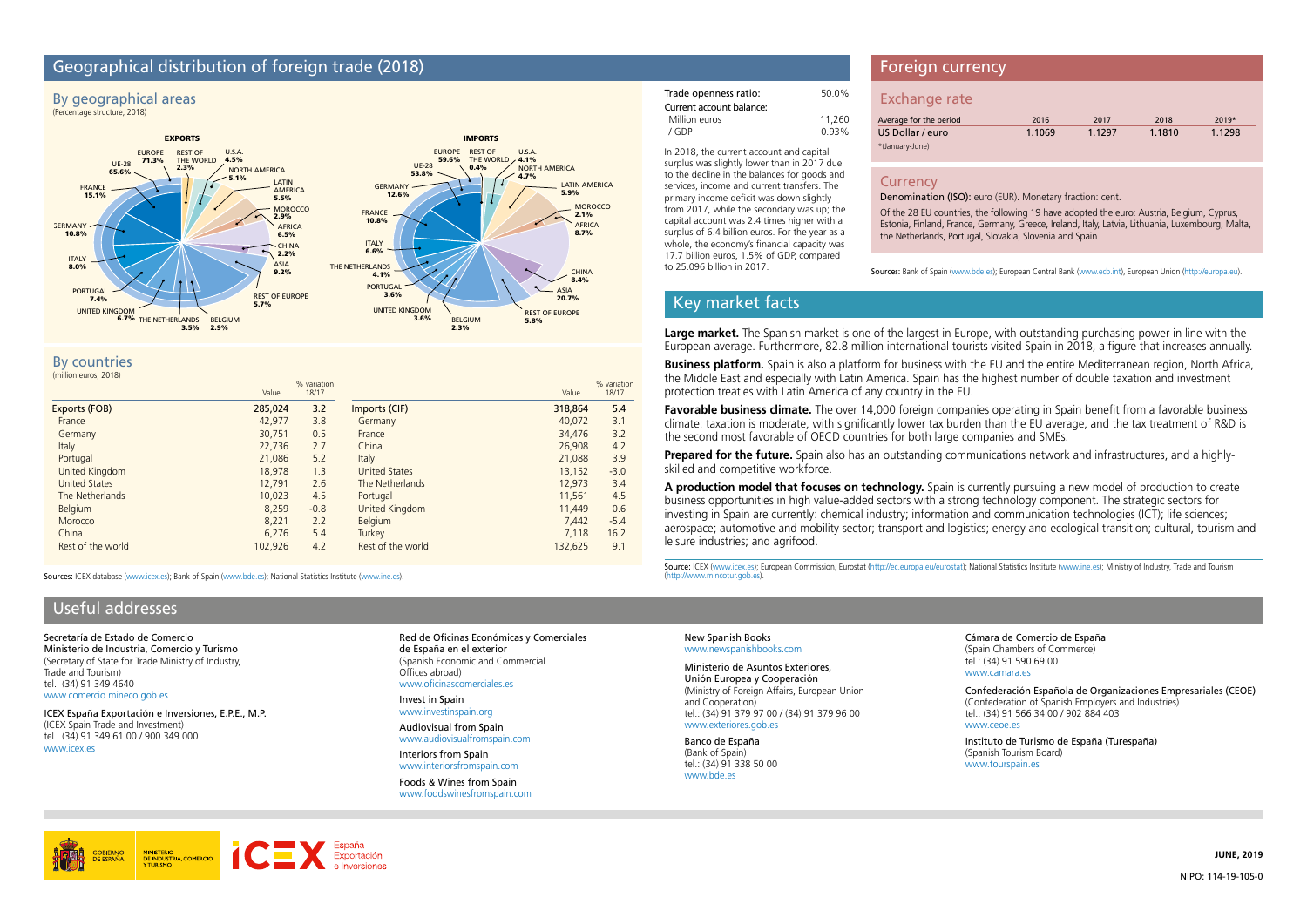## Geographical distribution of foreign trade (2018)

### By geographical areas

(Percentage structure, 2018)

**EXPORTS**

EUROPE 71.3%
REST OF THE WORLD 2.3%
U.S.A. 4.5%
UE-28 65.6%
NORTH AMERICA 5.1%
FRANCE 15.1%
LATIN AMERICA 5.5%
MOROCCO 2.9%
GERMANY 10.8%
AFRICA 6.5%
CHINA 2.2%
ITALY 8.0%
ASIA 9.2%
PORTUGAL 7.4%
REST OF EUROPE 5.7%
UNITED KINGDOM 6.7%
THE NETHERLANDS 3.5%
BELGIUM 2.9%

**IMPORTS**

EUROPE 59.6%
REST OF THE WORLD 0.4%
U.S.A. 4.1%
UE-28 53.8%
NORTH AMERICA 4.7%
GERMANY 12.6%
LATIN AMERICA 5.9%
FRANCE 10.8%
MOROCCO 2.1%
AFRICA 8.7%
ITALY 6.6%
CHINA 8.4%
THE NETHERLANDS 4.1%
ASIA 20.7%
PORTUGAL 3.6%
UNITED KINGDOM 3.6%
BELGIUM 2.3%
REST OF EUROPE 5.8%

### By countries

(million euros, 2018)

| | Value | % variation 18/17 | | Value | % variation 18/17 |
|---|---|---|---|---|---|
| Exports (FOB) | 285,024 | 3.2 | Imports (CIF) | 318,864 | 5.4 |
| France | 42,977 | 3.8 | Germany | 40,072 | 3.1 |
| Germany | 30,751 | 0.5 | France | 34,476 | 3.2 |
| Italy | 22,736 | 2.7 | China | 26,908 | 4.2 |
| Portugal | 21,086 | 5.2 | Italy | 21,088 | 3.9 |
| United Kingdom | 18,978 | 1.3 | United States | 13,152 | -3.0 |
| United States | 12,791 | 2.6 | The Netherlands | 12,973 | 3.4 |
| The Netherlands | 10,023 | 4.5 | Portugal | 11,561 | 4.5 |
| Belgium | 8,259 | -0.8 | United Kingdom | 11,449 | 0.6 |
| Morocco | 8,221 | 2.2 | Belgium | 7,442 | -5.4 |
| China | 6,276 | 5.4 | Turkey | 7,118 | 16.2 |
| Rest of the world | 102,926 | 4.2 | Rest of the world | 132,625 | 9.1 |

Sources: ICEX database (www.icex.es); Bank of Spain (www.bde.es); National Statistics Institute (www.ine.es).

| | |
|---|---|
| Trade openness ratio: | 50.0% |
| Current account balance: | |
| Million euros | 11,260 |
| / GDP | 0.93% |

In 2018, the current account and capital surplus was slightly lower than in 2017 due to the decline in the balances for goods and services, income and current transfers. The primary income deficit was down slightly from 2017, while the secondary was up; the capital account was 2.4 times higher with a surplus of 6.4 billion euros. For the year as a whole, the economy's financial capacity was 17.7 billion euros, 1.5% of GDP, compared to 25.096 billion in 2017.

## Foreign currency

### Exchange rate

| Average for the period | 2016 | 2017 | 2018 | 2019* |
|---|---|---|---|---|
| US Dollar / euro | 1.1069 | 1.1297 | 1.1810 | 1.1298 |

*(January-June)

### Currency

Denomination (ISO): euro (EUR). Monetary fraction: cent.

Of the 28 EU countries, the following 19 have adopted the euro: Austria, Belgium, Cyprus, Estonia, Finland, France, Germany, Greece, Ireland, Italy, Latvia, Lithuania, Luxembourg, Malta, the Netherlands, Portugal, Slovakia, Slovenia and Spain.

Sources: Bank of Spain (www.bde.es); European Central Bank (www.ecb.int), European Union (http://europa.eu).

## Key market facts

**Large market.** The Spanish market is one of the largest in Europe, with outstanding purchasing power in line with the European average. Furthermore, 82.8 million international tourists visited Spain in 2018, a figure that increases annually.

**Business platform.** Spain is also a platform for business with the EU and the entire Mediterranean region, North Africa, the Middle East and especially with Latin America. Spain has the highest number of double taxation and investment protection treaties with Latin America of any country in the EU.

**Favorable business climate.** The over 14,000 foreign companies operating in Spain benefit from a favorable business climate: taxation is moderate, with significantly lower tax burden than the EU average, and the tax treatment of R&D is the second most favorable of OECD countries for both large companies and SMEs.

**Prepared for the future.** Spain also has an outstanding communications network and infrastructures, and a highly-skilled and competitive workforce.

**A production model that focuses on technology.** Spain is currently pursuing a new model of production to create business opportunities in high value-added sectors with a strong technology component. The strategic sectors for investing in Spain are currently: chemical industry; information and communication technologies (ICT); life sciences; aerospace; automotive and mobility sector; transport and logistics; energy and ecological transition; cultural, tourism and leisure industries; and agrifood.

Source: ICEX (www.icex.es); European Commission, Eurostat (http://ec.europa.eu/eurostat); National Statistics Institute (www.ine.es); Ministry of Industry, Trade and Tourism (http://www.mincotur.gob.es).

## Useful addresses

Secretaría de Estado de Comercio
Ministerio de Industria, Comercio y Turismo
(Secretary of State for Trade Ministry of Industry, Trade and Tourism)
tel.: (34) 91 349 4640
www.comercio.mineco.gob.es

ICEX España Exportación e Inversiones, E.P.E., M.P.
(ICEX Spain Trade and Investment)
tel.: (34) 91 349 61 00 / 900 349 000
www.icex.es

Red de Oficinas Económicas y Comerciales de España en el exterior
(Spanish Economic and Commercial Offices abroad)
www.oficinascomerciales.es

Invest in Spain
www.investinspain.org

Audiovisual from Spain
www.audiovisualfromspain.com

Interiors from Spain
www.interiorsfromspain.com

Foods & Wines from Spain
www.foodswinesfromspain.com

New Spanish Books
www.newspanishbooks.com

Ministerio de Asuntos Exteriores, Unión Europea y Cooperación
(Ministry of Foreign Affairs, European Union and Cooperation)
tel.: (34) 91 379 97 00 / (34) 91 379 96 00
www.exteriores.gob.es

Banco de España
(Bank of Spain)
tel.: (34) 91 338 50 00
www.bde.es

Cámara de Comercio de España
(Spain Chambers of Commerce)
tel.: (34) 91 590 69 00
www.camara.es

Confederación Española de Organizaciones Empresariales (CEOE)
(Confederation of Spanish Employers and Industries)
tel.: (34) 91 566 34 00 / 902 884 403
www.ceoe.es

Instituto de Turismo de España (Turespaña)
(Spanish Tourism Board)
www.tourspain.es

GOBIERNO DE ESPAÑA
MINISTERIO DE INDUSTRIA, COMERCIO Y TURISMO
ICEX España Exportación e Inversiones

JUNE, 2019

NIPO: 114-19-105-0